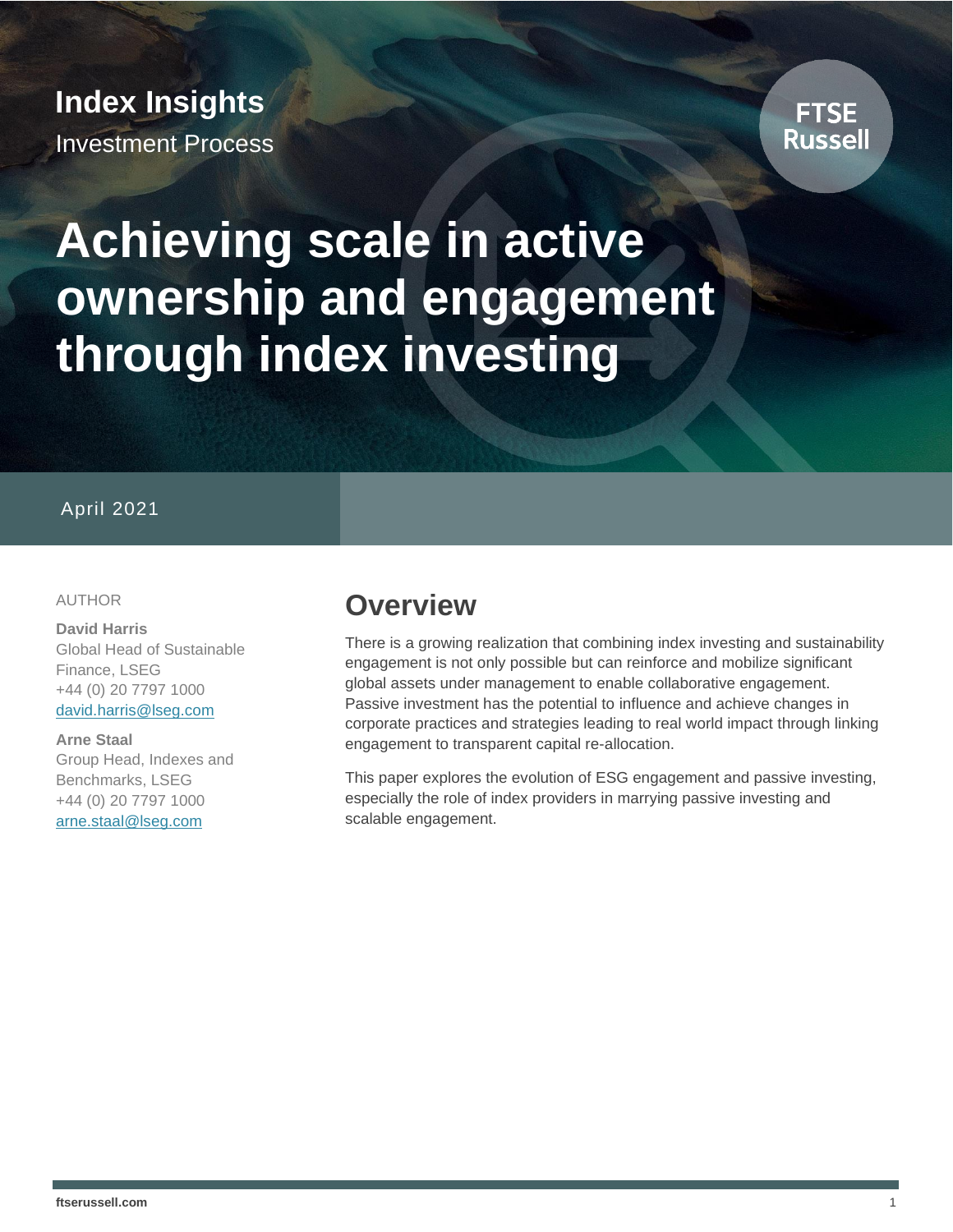**Index Insights**
Investment Process

FTSE Russell

# Achieving scale in active ownership and engagement through index investing

April 2021

AUTHOR

**David Harris**
Global Head of Sustainable Finance, LSEG
+44 (0) 20 7797 1000
david.harris@lseg.com

**Arne Staal**
Group Head, Indexes and Benchmarks, LSEG
+44 (0) 20 7797 1000
arne.staal@lseg.com

## Overview

There is a growing realization that combining index investing and sustainability engagement is not only possible but can reinforce and mobilize significant global assets under management to enable collaborative engagement. Passive investment has the potential to influence and achieve changes in corporate practices and strategies leading to real world impact through linking engagement to transparent capital re-allocation.

This paper explores the evolution of ESG engagement and passive investing, especially the role of index providers in marrying passive investing and scalable engagement.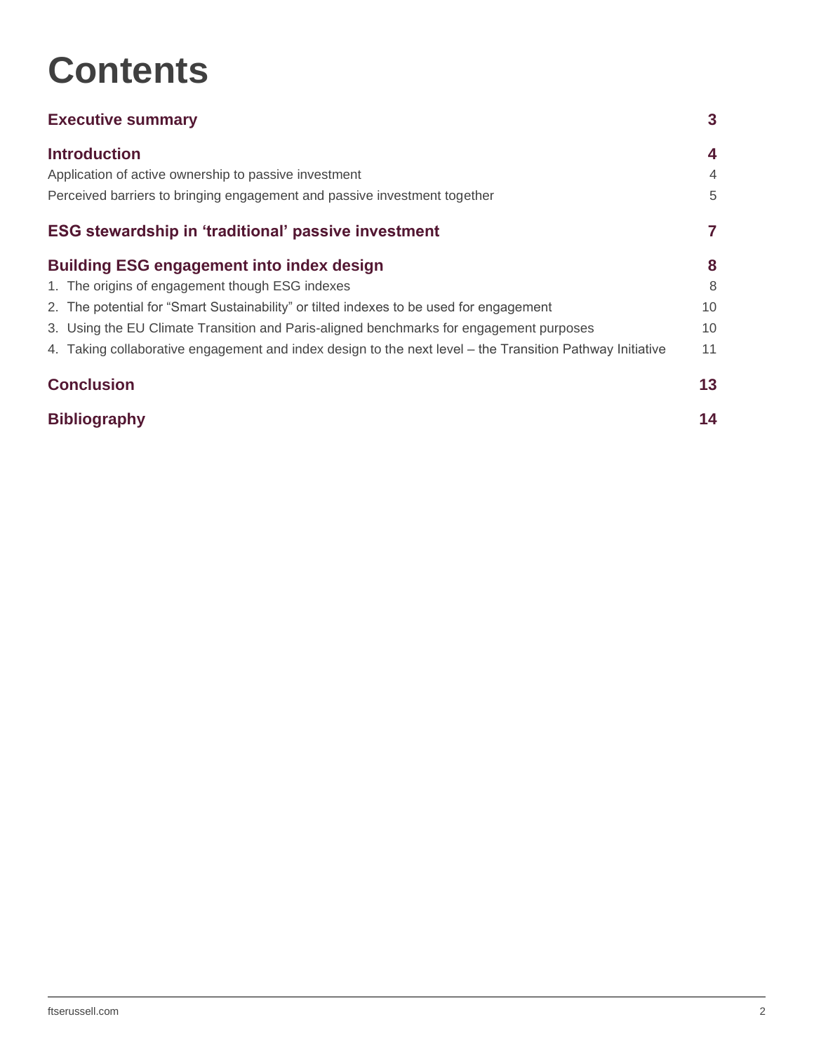# Contents

| | |
|---|---|
| **Executive summary** | **3** |
| **Introduction** | **4** |
| Application of active ownership to passive investment | 4 |
| Perceived barriers to bringing engagement and passive investment together | 5 |
| **ESG stewardship in 'traditional' passive investment** | **7** |
| **Building ESG engagement into index design** | **8** |
| 1. The origins of engagement though ESG indexes | 8 |
| 2. The potential for "Smart Sustainability" or tilted indexes to be used for engagement | 10 |
| 3. Using the EU Climate Transition and Paris-aligned benchmarks for engagement purposes | 10 |
| 4. Taking collaborative engagement and index design to the next level – the Transition Pathway Initiative | 11 |
| **Conclusion** | **13** |
| **Bibliography** | **14** |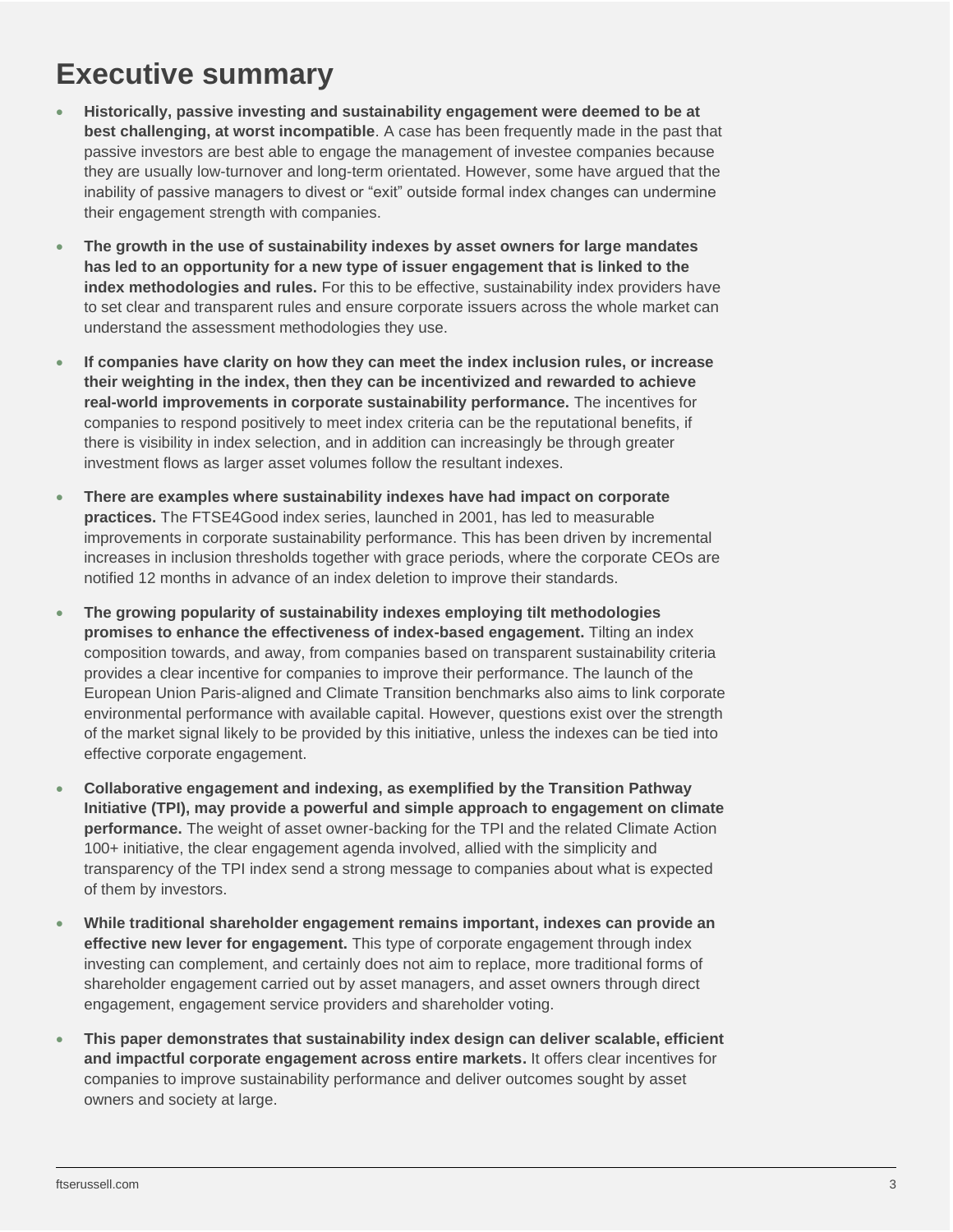# Executive summary

- **Historically, passive investing and sustainability engagement were deemed to be at best challenging, at worst incompatible**. A case has been frequently made in the past that passive investors are best able to engage the management of investee companies because they are usually low-turnover and long-term orientated. However, some have argued that the inability of passive managers to divest or "exit" outside formal index changes can undermine their engagement strength with companies.

- **The growth in the use of sustainability indexes by asset owners for large mandates has led to an opportunity for a new type of issuer engagement that is linked to the index methodologies and rules.** For this to be effective, sustainability index providers have to set clear and transparent rules and ensure corporate issuers across the whole market can understand the assessment methodologies they use.

- **If companies have clarity on how they can meet the index inclusion rules, or increase their weighting in the index, then they can be incentivized and rewarded to achieve real-world improvements in corporate sustainability performance.** The incentives for companies to respond positively to meet index criteria can be the reputational benefits, if there is visibility in index selection, and in addition can increasingly be through greater investment flows as larger asset volumes follow the resultant indexes.

- **There are examples where sustainability indexes have had impact on corporate practices.** The FTSE4Good index series, launched in 2001, has led to measurable improvements in corporate sustainability performance. This has been driven by incremental increases in inclusion thresholds together with grace periods, where the corporate CEOs are notified 12 months in advance of an index deletion to improve their standards.

- **The growing popularity of sustainability indexes employing tilt methodologies promises to enhance the effectiveness of index-based engagement.** Tilting an index composition towards, and away, from companies based on transparent sustainability criteria provides a clear incentive for companies to improve their performance. The launch of the European Union Paris-aligned and Climate Transition benchmarks also aims to link corporate environmental performance with available capital. However, questions exist over the strength of the market signal likely to be provided by this initiative, unless the indexes can be tied into effective corporate engagement.

- **Collaborative engagement and indexing, as exemplified by the Transition Pathway Initiative (TPI), may provide a powerful and simple approach to engagement on climate performance.** The weight of asset owner-backing for the TPI and the related Climate Action 100+ initiative, the clear engagement agenda involved, allied with the simplicity and transparency of the TPI index send a strong message to companies about what is expected of them by investors.

- **While traditional shareholder engagement remains important, indexes can provide an effective new lever for engagement.** This type of corporate engagement through index investing can complement, and certainly does not aim to replace, more traditional forms of shareholder engagement carried out by asset managers, and asset owners through direct engagement, engagement service providers and shareholder voting.

- **This paper demonstrates that sustainability index design can deliver scalable, efficient and impactful corporate engagement across entire markets.** It offers clear incentives for companies to improve sustainability performance and deliver outcomes sought by asset owners and society at large.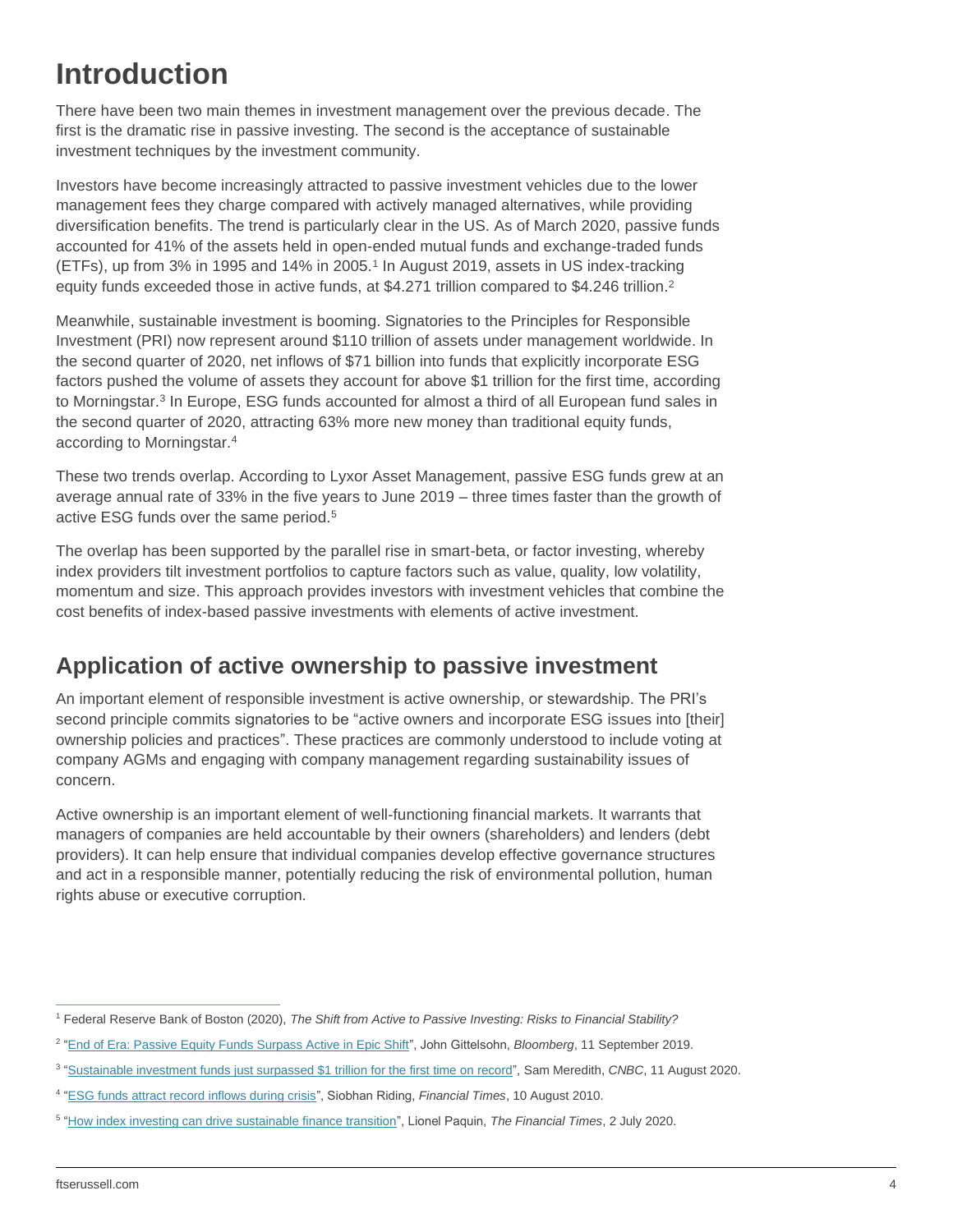# Introduction

There have been two main themes in investment management over the previous decade. The first is the dramatic rise in passive investing. The second is the acceptance of sustainable investment techniques by the investment community.

Investors have become increasingly attracted to passive investment vehicles due to the lower management fees they charge compared with actively managed alternatives, while providing diversification benefits. The trend is particularly clear in the US. As of March 2020, passive funds accounted for 41% of the assets held in open-ended mutual funds and exchange-traded funds (ETFs), up from 3% in 1995 and 14% in 2005.[1] In August 2019, assets in US index-tracking equity funds exceeded those in active funds, at $4.271 trillion compared to $4.246 trillion.[2]

Meanwhile, sustainable investment is booming. Signatories to the Principles for Responsible Investment (PRI) now represent around $110 trillion of assets under management worldwide. In the second quarter of 2020, net inflows of $71 billion into funds that explicitly incorporate ESG factors pushed the volume of assets they account for above $1 trillion for the first time, according to Morningstar.[3] In Europe, ESG funds accounted for almost a third of all European fund sales in the second quarter of 2020, attracting 63% more new money than traditional equity funds, according to Morningstar.[4]

These two trends overlap. According to Lyxor Asset Management, passive ESG funds grew at an average annual rate of 33% in the five years to June 2019 – three times faster than the growth of active ESG funds over the same period.[5]

The overlap has been supported by the parallel rise in smart-beta, or factor investing, whereby index providers tilt investment portfolios to capture factors such as value, quality, low volatility, momentum and size. This approach provides investors with investment vehicles that combine the cost benefits of index-based passive investments with elements of active investment.

## Application of active ownership to passive investment

An important element of responsible investment is active ownership, or stewardship. The PRI's second principle commits signatories to be "active owners and incorporate ESG issues into [their] ownership policies and practices". These practices are commonly understood to include voting at company AGMs and engaging with company management regarding sustainability issues of concern.

Active ownership is an important element of well-functioning financial markets. It warrants that managers of companies are held accountable by their owners (shareholders) and lenders (debt providers). It can help ensure that individual companies develop effective governance structures and act in a responsible manner, potentially reducing the risk of environmental pollution, human rights abuse or executive corruption.

---

[1] Federal Reserve Bank of Boston (2020), *The Shift from Active to Passive Investing: Risks to Financial Stability?*

[2] "End of Era: Passive Equity Funds Surpass Active in Epic Shift", John Gittelsohn, *Bloomberg*, 11 September 2019.

[3] "Sustainable investment funds just surpassed $1 trillion for the first time on record", Sam Meredith, *CNBC*, 11 August 2020.

[4] "ESG funds attract record inflows during crisis", Siobhan Riding, *Financial Times*, 10 August 2010.

[5] "How index investing can drive sustainable finance transition", Lionel Paquin, *The Financial Times*, 2 July 2020.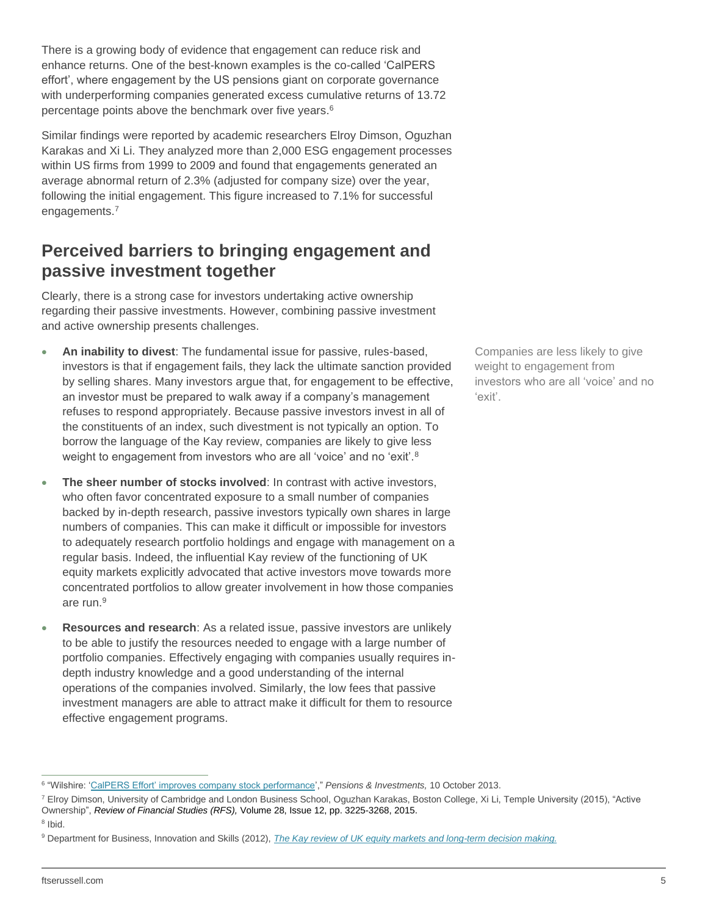There is a growing body of evidence that engagement can reduce risk and enhance returns. One of the best-known examples is the co-called 'CalPERS effort', where engagement by the US pensions giant on corporate governance with underperforming companies generated excess cumulative returns of 13.72 percentage points above the benchmark over five years.[6]

Similar findings were reported by academic researchers Elroy Dimson, Oguzhan Karakas and Xi Li. They analyzed more than 2,000 ESG engagement processes within US firms from 1999 to 2009 and found that engagements generated an average abnormal return of 2.3% (adjusted for company size) over the year, following the initial engagement. This figure increased to 7.1% for successful engagements.[7]

## Perceived barriers to bringing engagement and passive investment together

Clearly, there is a strong case for investors undertaking active ownership regarding their passive investments. However, combining passive investment and active ownership presents challenges.

- **An inability to divest**: The fundamental issue for passive, rules-based, investors is that if engagement fails, they lack the ultimate sanction provided by selling shares. Many investors argue that, for engagement to be effective, an investor must be prepared to walk away if a company's management refuses to respond appropriately. Because passive investors invest in all of the constituents of an index, such divestment is not typically an option. To borrow the language of the Kay review, companies are likely to give less weight to engagement from investors who are all 'voice' and no 'exit'.[8]
- **The sheer number of stocks involved**: In contrast with active investors, who often favor concentrated exposure to a small number of companies backed by in-depth research, passive investors typically own shares in large numbers of companies. This can make it difficult or impossible for investors to adequately research portfolio holdings and engage with management on a regular basis. Indeed, the influential Kay review of the functioning of UK equity markets explicitly advocated that active investors move towards more concentrated portfolios to allow greater involvement in how those companies are run.[9]
- **Resources and research**: As a related issue, passive investors are unlikely to be able to justify the resources needed to engage with a large number of portfolio companies. Effectively engaging with companies usually requires in-depth industry knowledge and a good understanding of the internal operations of the companies involved. Similarly, the low fees that passive investment managers are able to attract make it difficult for them to resource effective engagement programs.

Companies are less likely to give weight to engagement from investors who are all 'voice' and no 'exit'.

---

[6] "Wilshire: 'CalPERS Effort' improves company stock performance'," *Pensions & Investments,* 10 October 2013.

[7] Elroy Dimson, University of Cambridge and London Business School, Oguzhan Karakas, Boston College, Xi Li, Temple University (2015), "Active Ownership", *Review of Financial Studies (RFS),* Volume 28, Issue 12, pp. 3225-3268, 2015.

[8] Ibid.

[9] Department for Business, Innovation and Skills (2012), *The Kay review of UK equity markets and long-term decision making.*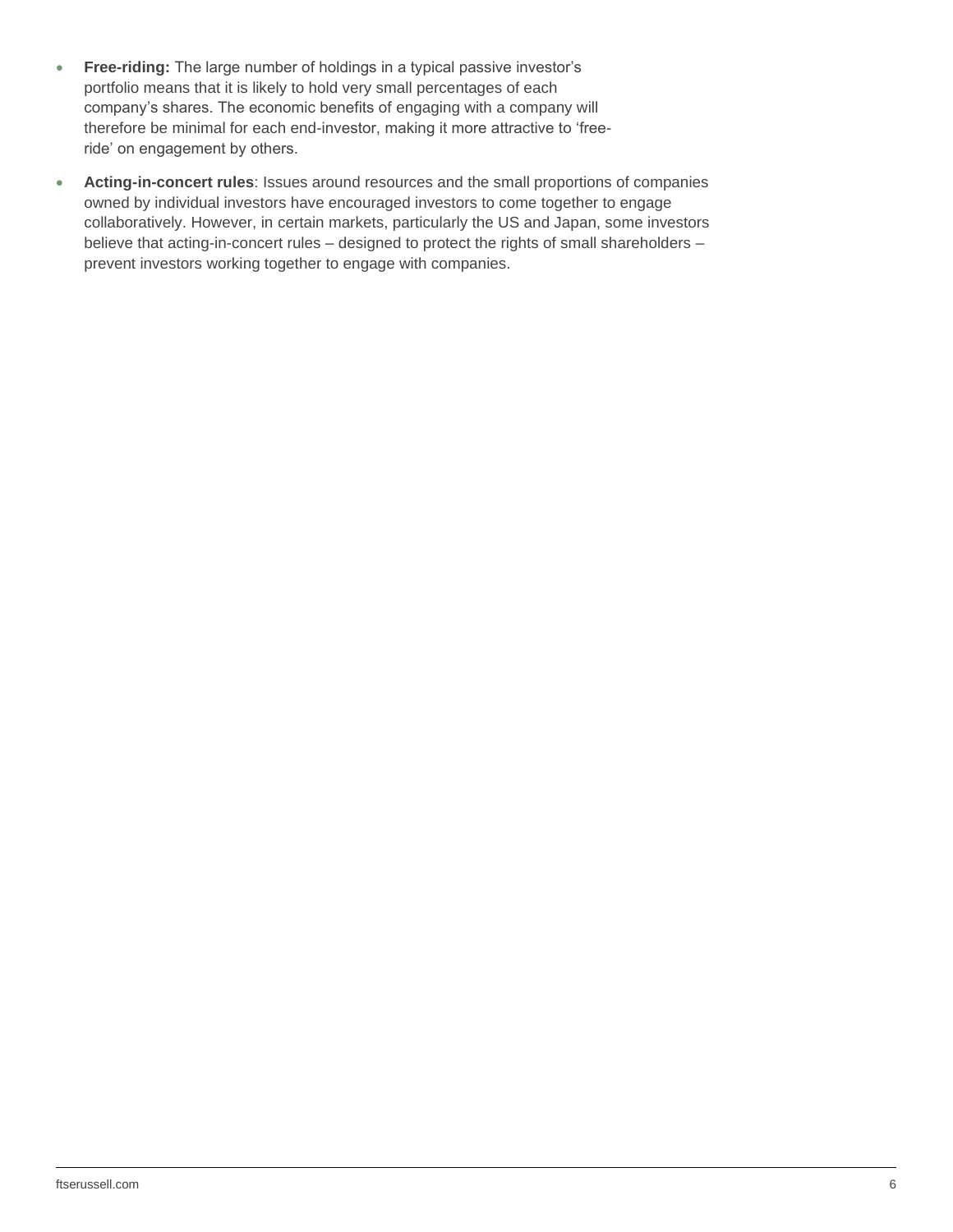- **Free-riding:** The large number of holdings in a typical passive investor's portfolio means that it is likely to hold very small percentages of each company's shares. The economic benefits of engaging with a company will therefore be minimal for each end-investor, making it more attractive to 'free-ride' on engagement by others.
- **Acting-in-concert rules**: Issues around resources and the small proportions of companies owned by individual investors have encouraged investors to come together to engage collaboratively. However, in certain markets, particularly the US and Japan, some investors believe that acting-in-concert rules – designed to protect the rights of small shareholders – prevent investors working together to engage with companies.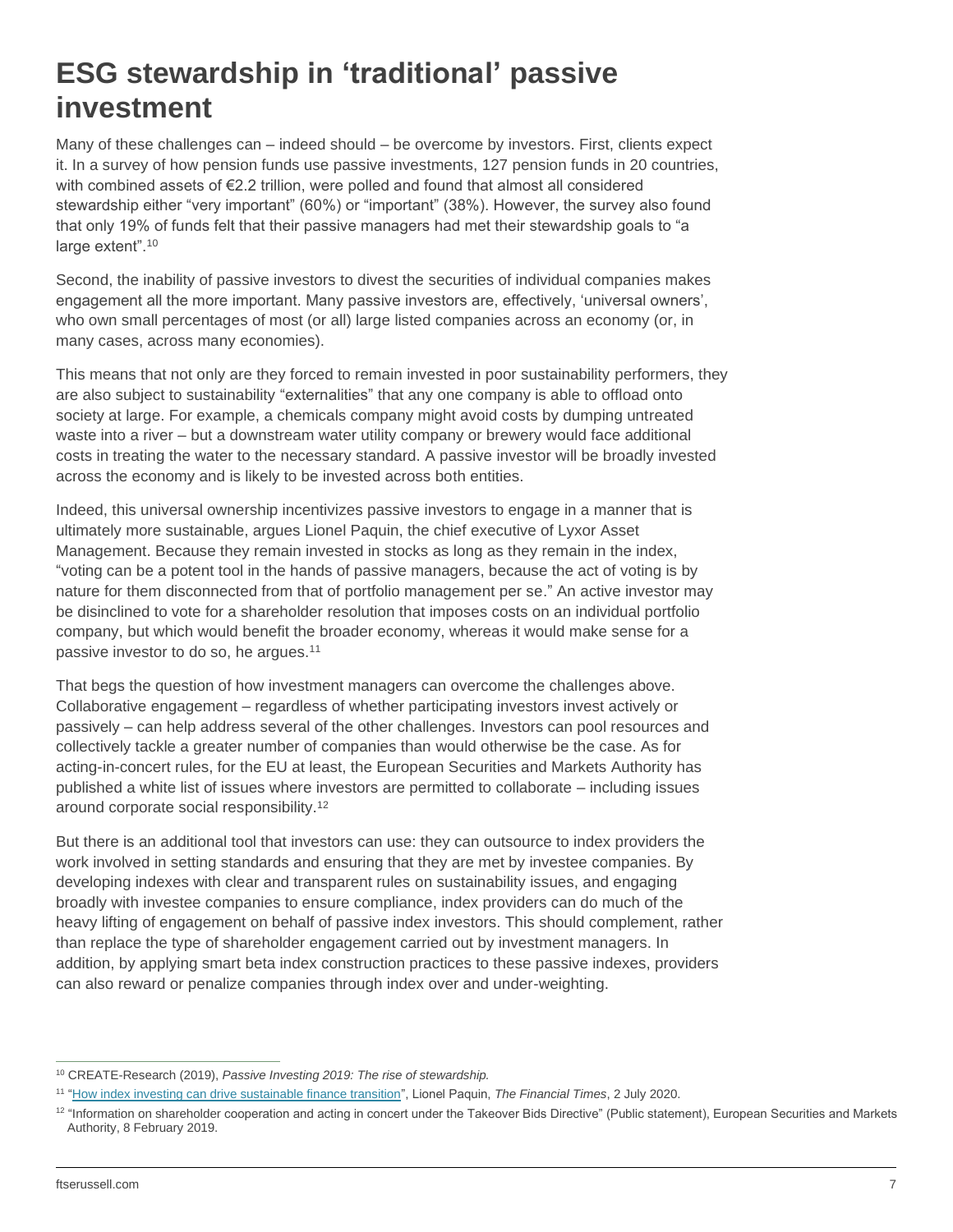# ESG stewardship in 'traditional' passive investment

Many of these challenges can – indeed should – be overcome by investors. First, clients expect it. In a survey of how pension funds use passive investments, 127 pension funds in 20 countries, with combined assets of €2.2 trillion, were polled and found that almost all considered stewardship either "very important" (60%) or "important" (38%). However, the survey also found that only 19% of funds felt that their passive managers had met their stewardship goals to "a large extent".[10]

Second, the inability of passive investors to divest the securities of individual companies makes engagement all the more important. Many passive investors are, effectively, 'universal owners', who own small percentages of most (or all) large listed companies across an economy (or, in many cases, across many economies).

This means that not only are they forced to remain invested in poor sustainability performers, they are also subject to sustainability "externalities" that any one company is able to offload onto society at large. For example, a chemicals company might avoid costs by dumping untreated waste into a river – but a downstream water utility company or brewery would face additional costs in treating the water to the necessary standard. A passive investor will be broadly invested across the economy and is likely to be invested across both entities.

Indeed, this universal ownership incentivizes passive investors to engage in a manner that is ultimately more sustainable, argues Lionel Paquin, the chief executive of Lyxor Asset Management. Because they remain invested in stocks as long as they remain in the index, "voting can be a potent tool in the hands of passive managers, because the act of voting is by nature for them disconnected from that of portfolio management per se." An active investor may be disinclined to vote for a shareholder resolution that imposes costs on an individual portfolio company, but which would benefit the broader economy, whereas it would make sense for a passive investor to do so, he argues.[11]

That begs the question of how investment managers can overcome the challenges above. Collaborative engagement – regardless of whether participating investors invest actively or passively – can help address several of the other challenges. Investors can pool resources and collectively tackle a greater number of companies than would otherwise be the case. As for acting-in-concert rules, for the EU at least, the European Securities and Markets Authority has published a white list of issues where investors are permitted to collaborate – including issues around corporate social responsibility.[12]

But there is an additional tool that investors can use: they can outsource to index providers the work involved in setting standards and ensuring that they are met by investee companies. By developing indexes with clear and transparent rules on sustainability issues, and engaging broadly with investee companies to ensure compliance, index providers can do much of the heavy lifting of engagement on behalf of passive index investors. This should complement, rather than replace the type of shareholder engagement carried out by investment managers. In addition, by applying smart beta index construction practices to these passive indexes, providers can also reward or penalize companies through index over and under-weighting.

---

[10] CREATE-Research (2019), *Passive Investing 2019: The rise of stewardship.*

[11] "How index investing can drive sustainable finance transition", Lionel Paquin, *The Financial Times*, 2 July 2020.

[12] "Information on shareholder cooperation and acting in concert under the Takeover Bids Directive" (Public statement), European Securities and Markets Authority, 8 February 2019.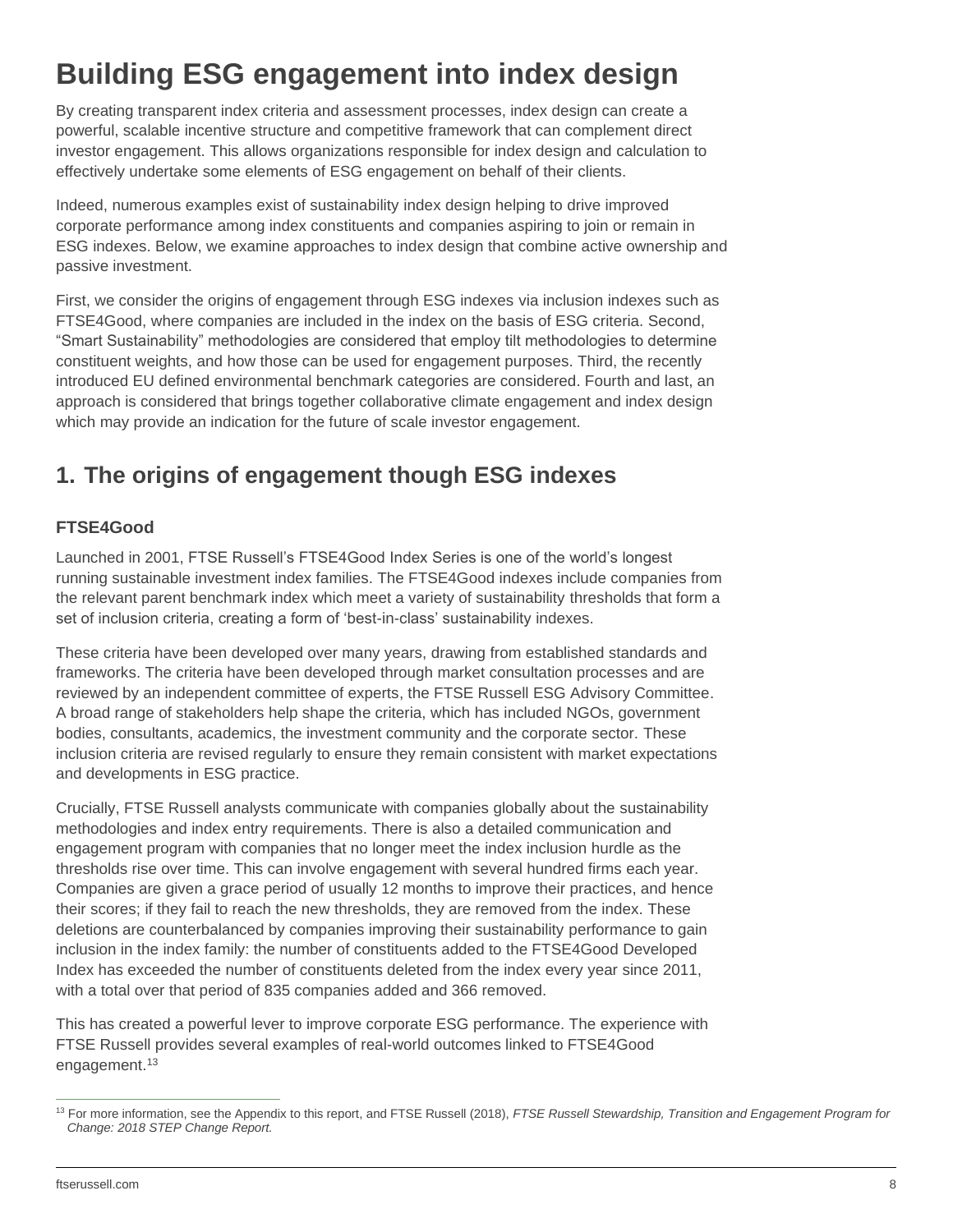# Building ESG engagement into index design

By creating transparent index criteria and assessment processes, index design can create a powerful, scalable incentive structure and competitive framework that can complement direct investor engagement. This allows organizations responsible for index design and calculation to effectively undertake some elements of ESG engagement on behalf of their clients.

Indeed, numerous examples exist of sustainability index design helping to drive improved corporate performance among index constituents and companies aspiring to join or remain in ESG indexes. Below, we examine approaches to index design that combine active ownership and passive investment.

First, we consider the origins of engagement through ESG indexes via inclusion indexes such as FTSE4Good, where companies are included in the index on the basis of ESG criteria. Second, "Smart Sustainability" methodologies are considered that employ tilt methodologies to determine constituent weights, and how those can be used for engagement purposes. Third, the recently introduced EU defined environmental benchmark categories are considered. Fourth and last, an approach is considered that brings together collaborative climate engagement and index design which may provide an indication for the future of scale investor engagement.

## 1. The origins of engagement though ESG indexes

### FTSE4Good

Launched in 2001, FTSE Russell's FTSE4Good Index Series is one of the world's longest running sustainable investment index families. The FTSE4Good indexes include companies from the relevant parent benchmark index which meet a variety of sustainability thresholds that form a set of inclusion criteria, creating a form of 'best-in-class' sustainability indexes.

These criteria have been developed over many years, drawing from established standards and frameworks. The criteria have been developed through market consultation processes and are reviewed by an independent committee of experts, the FTSE Russell ESG Advisory Committee. A broad range of stakeholders help shape the criteria, which has included NGOs, government bodies, consultants, academics, the investment community and the corporate sector. These inclusion criteria are revised regularly to ensure they remain consistent with market expectations and developments in ESG practice.

Crucially, FTSE Russell analysts communicate with companies globally about the sustainability methodologies and index entry requirements. There is also a detailed communication and engagement program with companies that no longer meet the index inclusion hurdle as the thresholds rise over time. This can involve engagement with several hundred firms each year. Companies are given a grace period of usually 12 months to improve their practices, and hence their scores; if they fail to reach the new thresholds, they are removed from the index. These deletions are counterbalanced by companies improving their sustainability performance to gain inclusion in the index family: the number of constituents added to the FTSE4Good Developed Index has exceeded the number of constituents deleted from the index every year since 2011, with a total over that period of 835 companies added and 366 removed.

This has created a powerful lever to improve corporate ESG performance. The experience with FTSE Russell provides several examples of real-world outcomes linked to FTSE4Good engagement.[13]

[13] For more information, see the Appendix to this report, and FTSE Russell (2018), *FTSE Russell Stewardship, Transition and Engagement Program for Change: 2018 STEP Change Report.*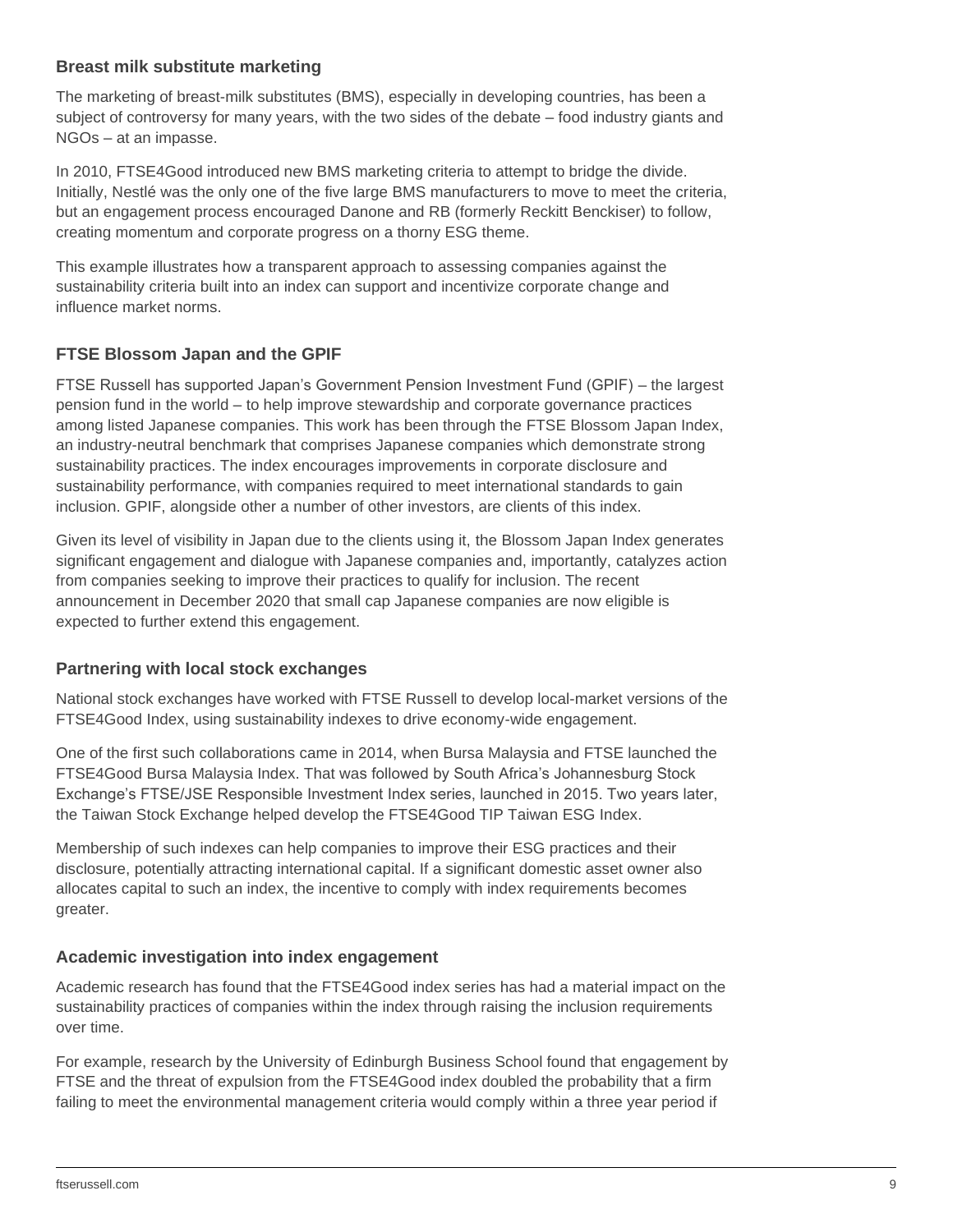### Breast milk substitute marketing

The marketing of breast-milk substitutes (BMS), especially in developing countries, has been a subject of controversy for many years, with the two sides of the debate – food industry giants and NGOs – at an impasse.

In 2010, FTSE4Good introduced new BMS marketing criteria to attempt to bridge the divide. Initially, Nestlé was the only one of the five large BMS manufacturers to move to meet the criteria, but an engagement process encouraged Danone and RB (formerly Reckitt Benckiser) to follow, creating momentum and corporate progress on a thorny ESG theme.

This example illustrates how a transparent approach to assessing companies against the sustainability criteria built into an index can support and incentivize corporate change and influence market norms.

### FTSE Blossom Japan and the GPIF

FTSE Russell has supported Japan's Government Pension Investment Fund (GPIF) – the largest pension fund in the world – to help improve stewardship and corporate governance practices among listed Japanese companies. This work has been through the FTSE Blossom Japan Index, an industry-neutral benchmark that comprises Japanese companies which demonstrate strong sustainability practices. The index encourages improvements in corporate disclosure and sustainability performance, with companies required to meet international standards to gain inclusion. GPIF, alongside other a number of other investors, are clients of this index.

Given its level of visibility in Japan due to the clients using it, the Blossom Japan Index generates significant engagement and dialogue with Japanese companies and, importantly, catalyzes action from companies seeking to improve their practices to qualify for inclusion. The recent announcement in December 2020 that small cap Japanese companies are now eligible is expected to further extend this engagement.

### Partnering with local stock exchanges

National stock exchanges have worked with FTSE Russell to develop local-market versions of the FTSE4Good Index, using sustainability indexes to drive economy-wide engagement.

One of the first such collaborations came in 2014, when Bursa Malaysia and FTSE launched the FTSE4Good Bursa Malaysia Index. That was followed by South Africa's Johannesburg Stock Exchange's FTSE/JSE Responsible Investment Index series, launched in 2015. Two years later, the Taiwan Stock Exchange helped develop the FTSE4Good TIP Taiwan ESG Index.

Membership of such indexes can help companies to improve their ESG practices and their disclosure, potentially attracting international capital. If a significant domestic asset owner also allocates capital to such an index, the incentive to comply with index requirements becomes greater.

### Academic investigation into index engagement

Academic research has found that the FTSE4Good index series has had a material impact on the sustainability practices of companies within the index through raising the inclusion requirements over time.

For example, research by the University of Edinburgh Business School found that engagement by FTSE and the threat of expulsion from the FTSE4Good index doubled the probability that a firm failing to meet the environmental management criteria would comply within a three year period if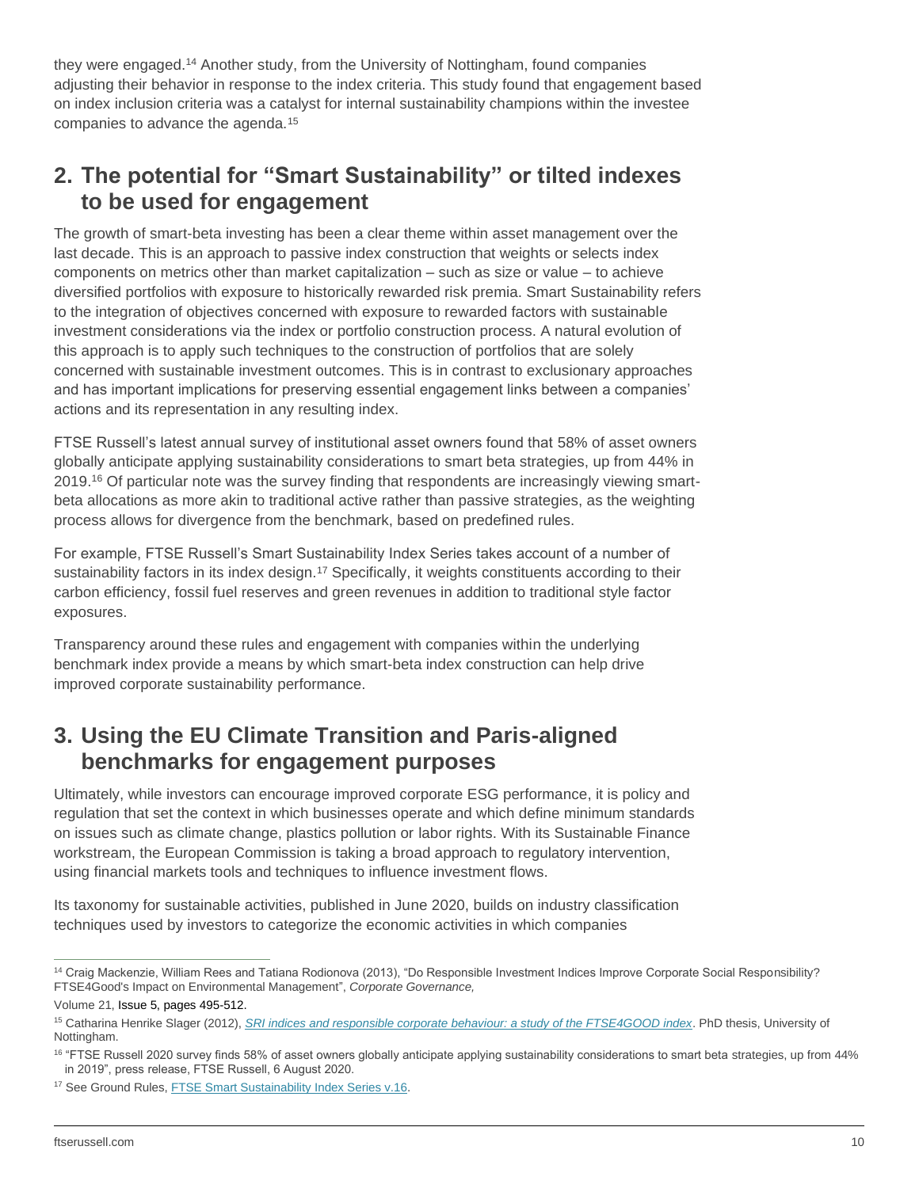they were engaged.[14] Another study, from the University of Nottingham, found companies adjusting their behavior in response to the index criteria. This study found that engagement based on index inclusion criteria was a catalyst for internal sustainability champions within the investee companies to advance the agenda.[15]

## 2. The potential for “Smart Sustainability” or tilted indexes to be used for engagement

The growth of smart-beta investing has been a clear theme within asset management over the last decade. This is an approach to passive index construction that weights or selects index components on metrics other than market capitalization – such as size or value – to achieve diversified portfolios with exposure to historically rewarded risk premia. Smart Sustainability refers to the integration of objectives concerned with exposure to rewarded factors with sustainable investment considerations via the index or portfolio construction process. A natural evolution of this approach is to apply such techniques to the construction of portfolios that are solely concerned with sustainable investment outcomes. This is in contrast to exclusionary approaches and has important implications for preserving essential engagement links between a companies' actions and its representation in any resulting index.

FTSE Russell's latest annual survey of institutional asset owners found that 58% of asset owners globally anticipate applying sustainability considerations to smart beta strategies, up from 44% in 2019.[16] Of particular note was the survey finding that respondents are increasingly viewing smart-beta allocations as more akin to traditional active rather than passive strategies, as the weighting process allows for divergence from the benchmark, based on predefined rules.

For example, FTSE Russell's Smart Sustainability Index Series takes account of a number of sustainability factors in its index design.[17] Specifically, it weights constituents according to their carbon efficiency, fossil fuel reserves and green revenues in addition to traditional style factor exposures.

Transparency around these rules and engagement with companies within the underlying benchmark index provide a means by which smart-beta index construction can help drive improved corporate sustainability performance.

## 3. Using the EU Climate Transition and Paris-aligned benchmarks for engagement purposes

Ultimately, while investors can encourage improved corporate ESG performance, it is policy and regulation that set the context in which businesses operate and which define minimum standards on issues such as climate change, plastics pollution or labor rights. With its Sustainable Finance workstream, the European Commission is taking a broad approach to regulatory intervention, using financial markets tools and techniques to influence investment flows.

Its taxonomy for sustainable activities, published in June 2020, builds on industry classification techniques used by investors to categorize the economic activities in which companies

---

[14] Craig Mackenzie, William Rees and Tatiana Rodionova (2013), “Do Responsible Investment Indices Improve Corporate Social Responsibility? FTSE4Good's Impact on Environmental Management”, *Corporate Governance,* Volume 21, Issue 5, pages 495-512.

[15] Catharina Henrike Slager (2012), *SRI indices and responsible corporate behaviour: a study of the FTSE4GOOD index*. PhD thesis, University of Nottingham.

[16] “FTSE Russell 2020 survey finds 58% of asset owners globally anticipate applying sustainability considerations to smart beta strategies, up from 44% in 2019”, press release, FTSE Russell, 6 August 2020.

[17] See Ground Rules, FTSE Smart Sustainability Index Series v.16.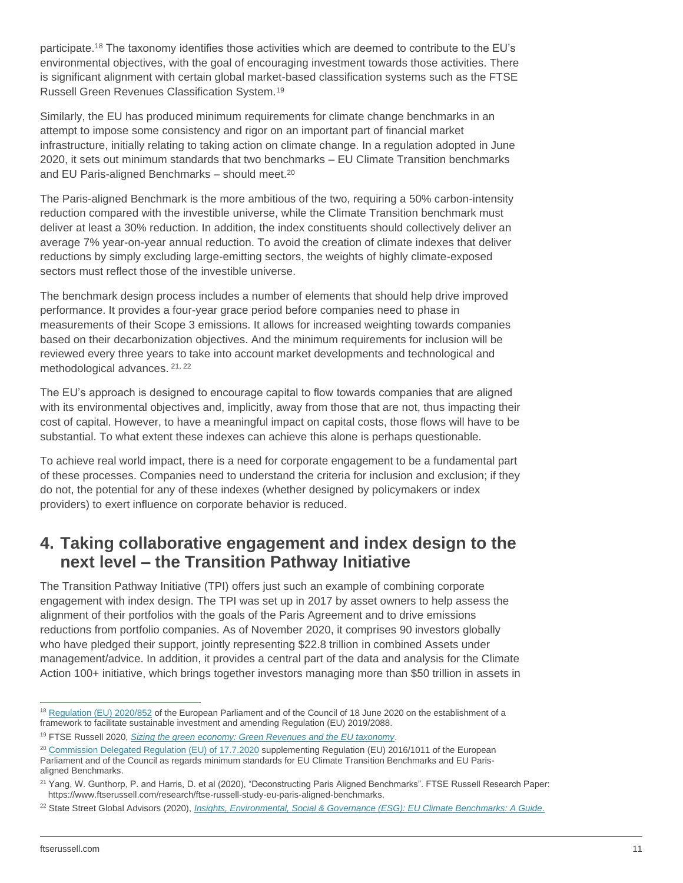participate.[18] The taxonomy identifies those activities which are deemed to contribute to the EU's environmental objectives, with the goal of encouraging investment towards those activities. There is significant alignment with certain global market-based classification systems such as the FTSE Russell Green Revenues Classification System.[19]

Similarly, the EU has produced minimum requirements for climate change benchmarks in an attempt to impose some consistency and rigor on an important part of financial market infrastructure, initially relating to taking action on climate change. In a regulation adopted in June 2020, it sets out minimum standards that two benchmarks – EU Climate Transition benchmarks and EU Paris-aligned Benchmarks – should meet.[20]

The Paris-aligned Benchmark is the more ambitious of the two, requiring a 50% carbon-intensity reduction compared with the investible universe, while the Climate Transition benchmark must deliver at least a 30% reduction. In addition, the index constituents should collectively deliver an average 7% year-on-year annual reduction. To avoid the creation of climate indexes that deliver reductions by simply excluding large-emitting sectors, the weights of highly climate-exposed sectors must reflect those of the investible universe.

The benchmark design process includes a number of elements that should help drive improved performance. It provides a four-year grace period before companies need to phase in measurements of their Scope 3 emissions. It allows for increased weighting towards companies based on their decarbonization objectives. And the minimum requirements for inclusion will be reviewed every three years to take into account market developments and technological and methodological advances.[21, 22]

The EU's approach is designed to encourage capital to flow towards companies that are aligned with its environmental objectives and, implicitly, away from those that are not, thus impacting their cost of capital. However, to have a meaningful impact on capital costs, those flows will have to be substantial. To what extent these indexes can achieve this alone is perhaps questionable.

To achieve real world impact, there is a need for corporate engagement to be a fundamental part of these processes. Companies need to understand the criteria for inclusion and exclusion; if they do not, the potential for any of these indexes (whether designed by policymakers or index providers) to exert influence on corporate behavior is reduced.

## 4. Taking collaborative engagement and index design to the next level – the Transition Pathway Initiative

The Transition Pathway Initiative (TPI) offers just such an example of combining corporate engagement with index design. The TPI was set up in 2017 by asset owners to help assess the alignment of their portfolios with the goals of the Paris Agreement and to drive emissions reductions from portfolio companies. As of November 2020, it comprises 90 investors globally who have pledged their support, jointly representing $22.8 trillion in combined Assets under management/advice. In addition, it provides a central part of the data and analysis for the Climate Action 100+ initiative, which brings together investors managing more than $50 trillion in assets in

---

[18] Regulation (EU) 2020/852 of the European Parliament and of the Council of 18 June 2020 on the establishment of a framework to facilitate sustainable investment and amending Regulation (EU) 2019/2088.

[19] FTSE Russell 2020, *Sizing the green economy: Green Revenues and the EU taxonomy*.

[20] Commission Delegated Regulation (EU) of 17.7.2020 supplementing Regulation (EU) 2016/1011 of the European Parliament and of the Council as regards minimum standards for EU Climate Transition Benchmarks and EU Paris-aligned Benchmarks.

[21] Yang, W. Gunthorp, P. and Harris, D. et al (2020), "Deconstructing Paris Aligned Benchmarks". FTSE Russell Research Paper: https://www.ftserussell.com/research/ftse-russell-study-eu-paris-aligned-benchmarks.

[22] State Street Global Advisors (2020), *Insights, Environmental, Social & Governance (ESG): EU Climate Benchmarks: A Guide*.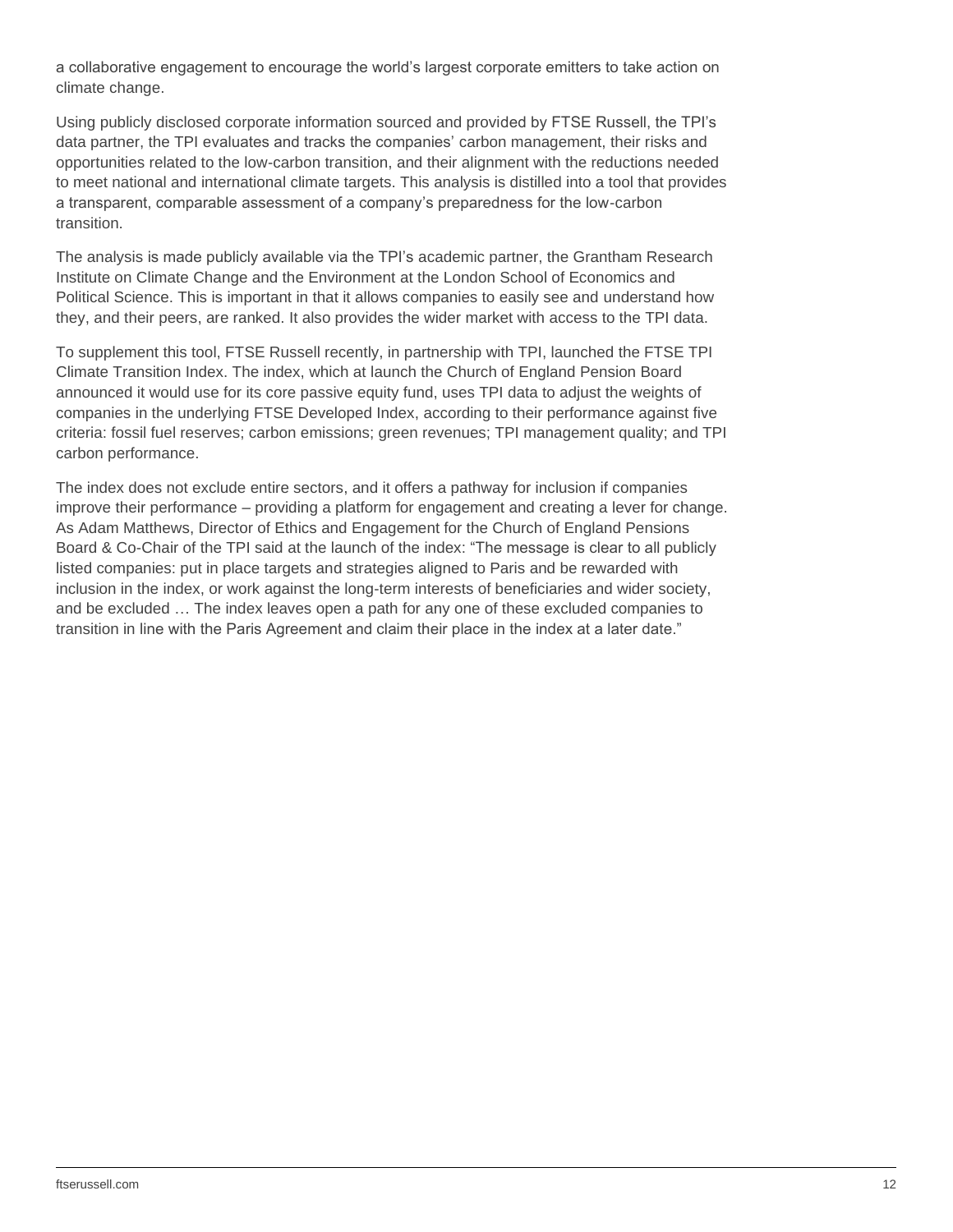a collaborative engagement to encourage the world's largest corporate emitters to take action on climate change.

Using publicly disclosed corporate information sourced and provided by FTSE Russell, the TPI's data partner, the TPI evaluates and tracks the companies' carbon management, their risks and opportunities related to the low-carbon transition, and their alignment with the reductions needed to meet national and international climate targets. This analysis is distilled into a tool that provides a transparent, comparable assessment of a company's preparedness for the low-carbon transition.

The analysis is made publicly available via the TPI's academic partner, the Grantham Research Institute on Climate Change and the Environment at the London School of Economics and Political Science. This is important in that it allows companies to easily see and understand how they, and their peers, are ranked. It also provides the wider market with access to the TPI data.

To supplement this tool, FTSE Russell recently, in partnership with TPI, launched the FTSE TPI Climate Transition Index. The index, which at launch the Church of England Pension Board announced it would use for its core passive equity fund, uses TPI data to adjust the weights of companies in the underlying FTSE Developed Index, according to their performance against five criteria: fossil fuel reserves; carbon emissions; green revenues; TPI management quality; and TPI carbon performance.

The index does not exclude entire sectors, and it offers a pathway for inclusion if companies improve their performance – providing a platform for engagement and creating a lever for change. As Adam Matthews, Director of Ethics and Engagement for the Church of England Pensions Board & Co-Chair of the TPI said at the launch of the index: "The message is clear to all publicly listed companies: put in place targets and strategies aligned to Paris and be rewarded with inclusion in the index, or work against the long-term interests of beneficiaries and wider society, and be excluded … The index leaves open a path for any one of these excluded companies to transition in line with the Paris Agreement and claim their place in the index at a later date."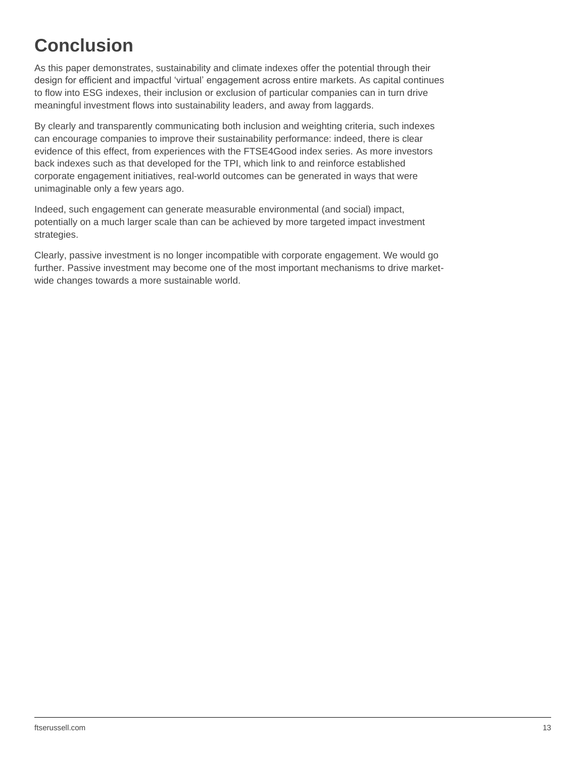# Conclusion

As this paper demonstrates, sustainability and climate indexes offer the potential through their design for efficient and impactful 'virtual' engagement across entire markets. As capital continues to flow into ESG indexes, their inclusion or exclusion of particular companies can in turn drive meaningful investment flows into sustainability leaders, and away from laggards.

By clearly and transparently communicating both inclusion and weighting criteria, such indexes can encourage companies to improve their sustainability performance: indeed, there is clear evidence of this effect, from experiences with the FTSE4Good index series. As more investors back indexes such as that developed for the TPI, which link to and reinforce established corporate engagement initiatives, real-world outcomes can be generated in ways that were unimaginable only a few years ago.

Indeed, such engagement can generate measurable environmental (and social) impact, potentially on a much larger scale than can be achieved by more targeted impact investment strategies.

Clearly, passive investment is no longer incompatible with corporate engagement. We would go further. Passive investment may become one of the most important mechanisms to drive market-wide changes towards a more sustainable world.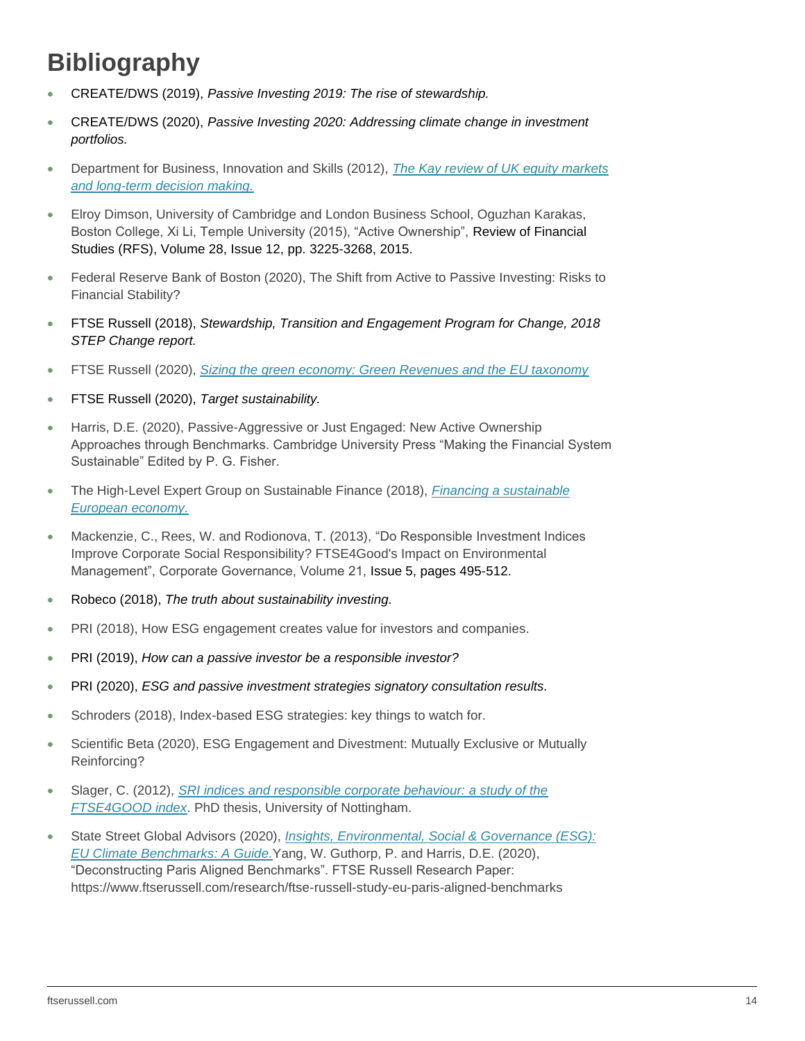# Bibliography

- CREATE/DWS (2019), *Passive Investing 2019: The rise of stewardship.*
- CREATE/DWS (2020), *Passive Investing 2020: Addressing climate change in investment portfolios.*
- Department for Business, Innovation and Skills (2012), *The Kay review of UK equity markets and long-term decision making.*
- Elroy Dimson, University of Cambridge and London Business School, Oguzhan Karakas, Boston College, Xi Li, Temple University (2015), "Active Ownership", Review of Financial Studies (RFS), Volume 28, Issue 12, pp. 3225-3268, 2015.
- Federal Reserve Bank of Boston (2020), The Shift from Active to Passive Investing: Risks to Financial Stability?
- FTSE Russell (2018), *Stewardship, Transition and Engagement Program for Change, 2018 STEP Change report.*
- FTSE Russell (2020), *Sizing the green economy: Green Revenues and the EU taxonomy*
- FTSE Russell (2020), *Target sustainability.*
- Harris, D.E. (2020), Passive-Aggressive or Just Engaged: New Active Ownership Approaches through Benchmarks. Cambridge University Press "Making the Financial System Sustainable" Edited by P. G. Fisher.
- The High-Level Expert Group on Sustainable Finance (2018), *Financing a sustainable European economy.*
- Mackenzie, C., Rees, W. and Rodionova, T. (2013), "Do Responsible Investment Indices Improve Corporate Social Responsibility? FTSE4Good's Impact on Environmental Management", Corporate Governance, Volume 21, Issue 5, pages 495-512.
- Robeco (2018), *The truth about sustainability investing.*
- PRI (2018), How ESG engagement creates value for investors and companies.
- PRI (2019), *How can a passive investor be a responsible investor?*
- PRI (2020), *ESG and passive investment strategies signatory consultation results.*
- Schroders (2018), Index-based ESG strategies: key things to watch for.
- Scientific Beta (2020), ESG Engagement and Divestment: Mutually Exclusive or Mutually Reinforcing?
- Slager, C. (2012), *SRI indices and responsible corporate behaviour: a study of the FTSE4GOOD index*. PhD thesis, University of Nottingham.
- State Street Global Advisors (2020), *Insights, Environmental, Social & Governance (ESG): EU Climate Benchmarks: A Guide.*Yang, W. Guthorp, P. and Harris, D.E. (2020), "Deconstructing Paris Aligned Benchmarks". FTSE Russell Research Paper: https://www.ftserussell.com/research/ftse-russell-study-eu-paris-aligned-benchmarks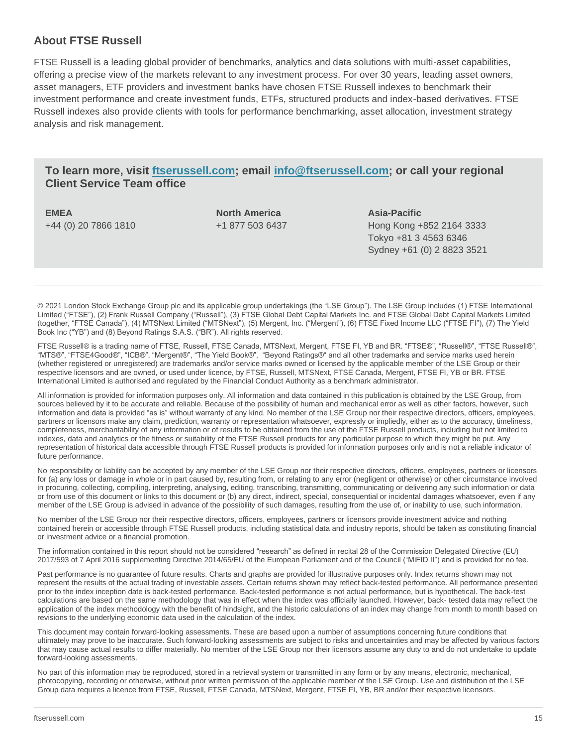## About FTSE Russell

FTSE Russell is a leading global provider of benchmarks, analytics and data solutions with multi-asset capabilities, offering a precise view of the markets relevant to any investment process. For over 30 years, leading asset owners, asset managers, ETF providers and investment banks have chosen FTSE Russell indexes to benchmark their investment performance and create investment funds, ETFs, structured products and index-based derivatives. FTSE Russell indexes also provide clients with tools for performance benchmarking, asset allocation, investment strategy analysis and risk management.

**To learn more, visit ftserussell.com; email info@ftserussell.com; or call your regional Client Service Team office**

**EMEA**
+44 (0) 20 7866 1810

**North America**
+1 877 503 6437

**Asia-Pacific**
Hong Kong +852 2164 3333
Tokyo +81 3 4563 6346
Sydney +61 (0) 2 8823 3521

© 2021 London Stock Exchange Group plc and its applicable group undertakings (the "LSE Group"). The LSE Group includes (1) FTSE International Limited ("FTSE"), (2) Frank Russell Company ("Russell"), (3) FTSE Global Debt Capital Markets Inc. and FTSE Global Debt Capital Markets Limited (together, "FTSE Canada"), (4) MTSNext Limited ("MTSNext"), (5) Mergent, Inc. ("Mergent"), (6) FTSE Fixed Income LLC ("FTSE FI"), (7) The Yield Book Inc ("YB") and (8) Beyond Ratings S.A.S. ("BR"). All rights reserved.

FTSE Russell® is a trading name of FTSE, Russell, FTSE Canada, MTSNext, Mergent, FTSE FI, YB and BR. "FTSE®", "Russell®", "FTSE Russell®", "MTS®", "FTSE4Good®", "ICB®", "Mergent®", "The Yield Book®", "Beyond Ratings®" and all other trademarks and service marks used herein (whether registered or unregistered) are trademarks and/or service marks owned or licensed by the applicable member of the LSE Group or their respective licensors and are owned, or used under licence, by FTSE, Russell, MTSNext, FTSE Canada, Mergent, FTSE FI, YB or BR. FTSE International Limited is authorised and regulated by the Financial Conduct Authority as a benchmark administrator.

All information is provided for information purposes only. All information and data contained in this publication is obtained by the LSE Group, from sources believed by it to be accurate and reliable. Because of the possibility of human and mechanical error as well as other factors, however, such information and data is provided "as is" without warranty of any kind. No member of the LSE Group nor their respective directors, officers, employees, partners or licensors make any claim, prediction, warranty or representation whatsoever, expressly or impliedly, either as to the accuracy, timeliness, completeness, merchantability of any information or of results to be obtained from the use of the FTSE Russell products, including but not limited to indexes, data and analytics or the fitness or suitability of the FTSE Russell products for any particular purpose to which they might be put. Any representation of historical data accessible through FTSE Russell products is provided for information purposes only and is not a reliable indicator of future performance.

No responsibility or liability can be accepted by any member of the LSE Group nor their respective directors, officers, employees, partners or licensors for (a) any loss or damage in whole or in part caused by, resulting from, or relating to any error (negligent or otherwise) or other circumstance involved in procuring, collecting, compiling, interpreting, analysing, editing, transcribing, transmitting, communicating or delivering any such information or data or from use of this document or links to this document or (b) any direct, indirect, special, consequential or incidental damages whatsoever, even if any member of the LSE Group is advised in advance of the possibility of such damages, resulting from the use of, or inability to use, such information.

No member of the LSE Group nor their respective directors, officers, employees, partners or licensors provide investment advice and nothing contained herein or accessible through FTSE Russell products, including statistical data and industry reports, should be taken as constituting financial or investment advice or a financial promotion.

The information contained in this report should not be considered "research" as defined in recital 28 of the Commission Delegated Directive (EU) 2017/593 of 7 April 2016 supplementing Directive 2014/65/EU of the European Parliament and of the Council ("MiFID II") and is provided for no fee.

Past performance is no guarantee of future results. Charts and graphs are provided for illustrative purposes only. Index returns shown may not represent the results of the actual trading of investable assets. Certain returns shown may reflect back-tested performance. All performance presented prior to the index inception date is back-tested performance. Back-tested performance is not actual performance, but is hypothetical. The back-test calculations are based on the same methodology that was in effect when the index was officially launched. However, back- tested data may reflect the application of the index methodology with the benefit of hindsight, and the historic calculations of an index may change from month to month based on revisions to the underlying economic data used in the calculation of the index.

This document may contain forward-looking assessments. These are based upon a number of assumptions concerning future conditions that ultimately may prove to be inaccurate. Such forward-looking assessments are subject to risks and uncertainties and may be affected by various factors that may cause actual results to differ materially. No member of the LSE Group nor their licensors assume any duty to and do not undertake to update forward-looking assessments.

No part of this information may be reproduced, stored in a retrieval system or transmitted in any form or by any means, electronic, mechanical, photocopying, recording or otherwise, without prior written permission of the applicable member of the LSE Group. Use and distribution of the LSE Group data requires a licence from FTSE, Russell, FTSE Canada, MTSNext, Mergent, FTSE FI, YB, BR and/or their respective licensors.